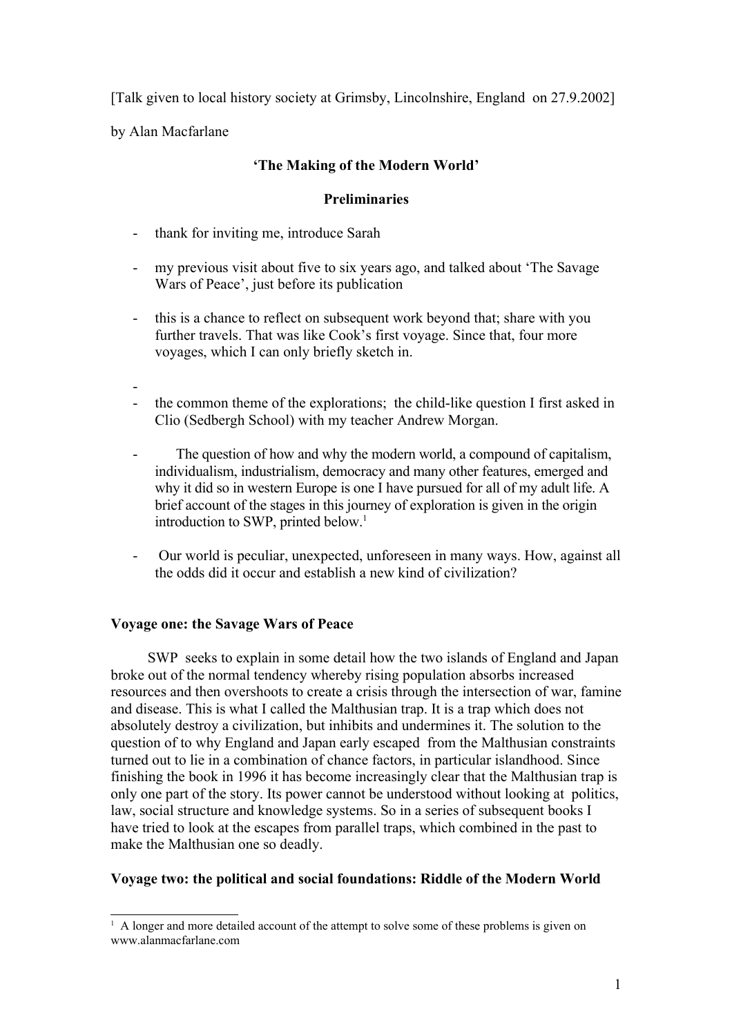[Talk given to local history society at Grimsby, Lincolnshire, England on 27.9.2002]

by Alan Macfarlane

## 'The Making of the Modern World'

### Preliminaries

- thank for inviting me, introduce Sarah
- my previous visit about five to six years ago, and talked about 'The Savage Wars of Peace', just before its publication
- this is a chance to reflect on subsequent work beyond that; share with you further travels. That was like Cook's first voyage. Since that, four more voyages, which I can only briefly sketch in.
- 
- the common theme of the explorations; the child-like question I first asked in Clio (Sedbergh School) with my teacher Andrew Morgan.
- The question of how and why the modern world, a compound of capitalism, individualism, industrialism, democracy and many other features, emerged and why it did so in western Europe is one I have pursued for all of my adult life. A brief account of the stages in this journey of exploration is given in the origin introduction to SWP, printed below.[1]
- Our world is peculiar, unexpected, unforeseen in many ways. How, against all the odds did it occur and establish a new kind of civilization?

### Voyage one: the Savage Wars of Peace

SWP seeks to explain in some detail how the two islands of England and Japan broke out of the normal tendency whereby rising population absorbs increased resources and then overshoots to create a crisis through the intersection of war, famine and disease. This is what I called the Malthusian trap. It is a trap which does not absolutely destroy a civilization, but inhibits and undermines it. The solution to the question of to why England and Japan early escaped from the Malthusian constraints turned out to lie in a combination of chance factors, in particular islandhood. Since finishing the book in 1996 it has become increasingly clear that the Malthusian trap is only one part of the story. Its power cannot be understood without looking at politics, law, social structure and knowledge systems. So in a series of subsequent books I have tried to look at the escapes from parallel traps, which combined in the past to make the Malthusian one so deadly.

### Voyage two: the political and social foundations: Riddle of the Modern World

---

[1] A longer and more detailed account of the attempt to solve some of these problems is given on www.alanmacfarlane.com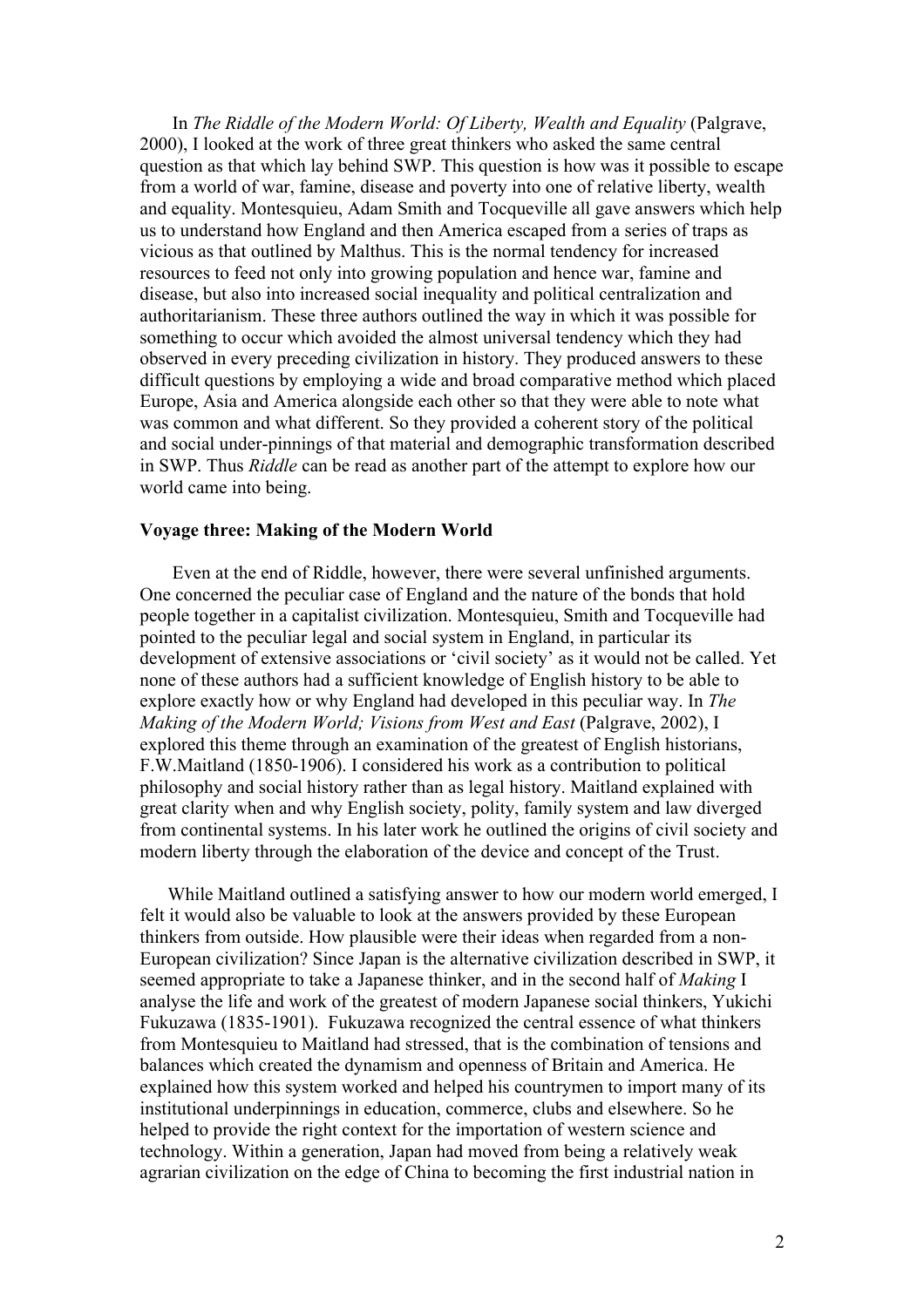In *The Riddle of the Modern World: Of Liberty, Wealth and Equality* (Palgrave, 2000), I looked at the work of three great thinkers who asked the same central question as that which lay behind SWP. This question is how was it possible to escape from a world of war, famine, disease and poverty into one of relative liberty, wealth and equality. Montesquieu, Adam Smith and Tocqueville all gave answers which help us to understand how England and then America escaped from a series of traps as vicious as that outlined by Malthus. This is the normal tendency for increased resources to feed not only into growing population and hence war, famine and disease, but also into increased social inequality and political centralization and authoritarianism. These three authors outlined the way in which it was possible for something to occur which avoided the almost universal tendency which they had observed in every preceding civilization in history. They produced answers to these difficult questions by employing a wide and broad comparative method which placed Europe, Asia and America alongside each other so that they were able to note what was common and what different. So they provided a coherent story of the political and social under-pinnings of that material and demographic transformation described in SWP. Thus *Riddle* can be read as another part of the attempt to explore how our world came into being.

**Voyage three: Making of the Modern World**

Even at the end of Riddle, however, there were several unfinished arguments. One concerned the peculiar case of England and the nature of the bonds that hold people together in a capitalist civilization. Montesquieu, Smith and Tocqueville had pointed to the peculiar legal and social system in England, in particular its development of extensive associations or 'civil society' as it would not be called. Yet none of these authors had a sufficient knowledge of English history to be able to explore exactly how or why England had developed in this peculiar way. In *The Making of the Modern World; Visions from West and East* (Palgrave, 2002), I explored this theme through an examination of the greatest of English historians, F.W.Maitland (1850-1906). I considered his work as a contribution to political philosophy and social history rather than as legal history. Maitland explained with great clarity when and why English society, polity, family system and law diverged from continental systems. In his later work he outlined the origins of civil society and modern liberty through the elaboration of the device and concept of the Trust.

While Maitland outlined a satisfying answer to how our modern world emerged, I felt it would also be valuable to look at the answers provided by these European thinkers from outside. How plausible were their ideas when regarded from a non-European civilization? Since Japan is the alternative civilization described in SWP, it seemed appropriate to take a Japanese thinker, and in the second half of *Making* I analyse the life and work of the greatest of modern Japanese social thinkers, Yukichi Fukuzawa (1835-1901). Fukuzawa recognized the central essence of what thinkers from Montesquieu to Maitland had stressed, that is the combination of tensions and balances which created the dynamism and openness of Britain and America. He explained how this system worked and helped his countrymen to import many of its institutional underpinnings in education, commerce, clubs and elsewhere. So he helped to provide the right context for the importation of western science and technology. Within a generation, Japan had moved from being a relatively weak agrarian civilization on the edge of China to becoming the first industrial nation in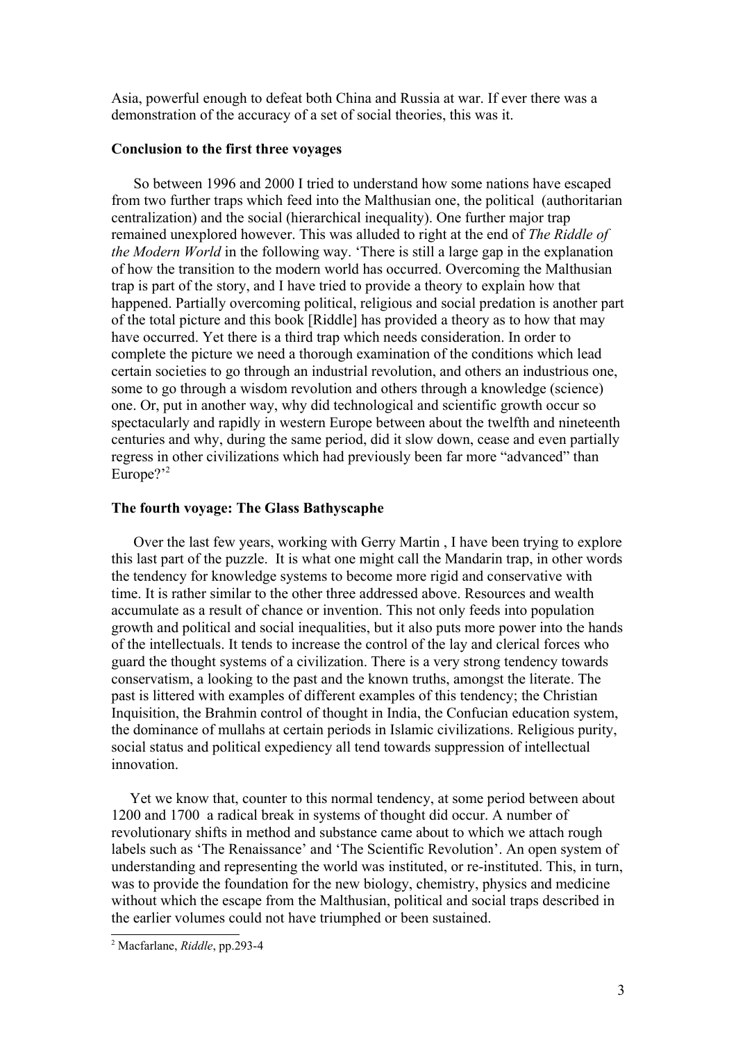Asia, powerful enough to defeat both China and Russia at war. If ever there was a demonstration of the accuracy of a set of social theories, this was it.

**Conclusion to the first three voyages**

So between 1996 and 2000 I tried to understand how some nations have escaped from two further traps which feed into the Malthusian one, the political (authoritarian centralization) and the social (hierarchical inequality). One further major trap remained unexplored however. This was alluded to right at the end of *The Riddle of the Modern World* in the following way. 'There is still a large gap in the explanation of how the transition to the modern world has occurred. Overcoming the Malthusian trap is part of the story, and I have tried to provide a theory to explain how that happened. Partially overcoming political, religious and social predation is another part of the total picture and this book [Riddle] has provided a theory as to how that may have occurred. Yet there is a third trap which needs consideration. In order to complete the picture we need a thorough examination of the conditions which lead certain societies to go through an industrial revolution, and others an industrious one, some to go through a wisdom revolution and others through a knowledge (science) one. Or, put in another way, why did technological and scientific growth occur so spectacularly and rapidly in western Europe between about the twelfth and nineteenth centuries and why, during the same period, did it slow down, cease and even partially regress in other civilizations which had previously been far more "advanced" than Europe?'[2]

**The fourth voyage: The Glass Bathyscaphe**

Over the last few years, working with Gerry Martin , I have been trying to explore this last part of the puzzle. It is what one might call the Mandarin trap, in other words the tendency for knowledge systems to become more rigid and conservative with time. It is rather similar to the other three addressed above. Resources and wealth accumulate as a result of chance or invention. This not only feeds into population growth and political and social inequalities, but it also puts more power into the hands of the intellectuals. It tends to increase the control of the lay and clerical forces who guard the thought systems of a civilization. There is a very strong tendency towards conservatism, a looking to the past and the known truths, amongst the literate. The past is littered with examples of different examples of this tendency; the Christian Inquisition, the Brahmin control of thought in India, the Confucian education system, the dominance of mullahs at certain periods in Islamic civilizations. Religious purity, social status and political expediency all tend towards suppression of intellectual innovation.

Yet we know that, counter to this normal tendency, at some period between about 1200 and 1700 a radical break in systems of thought did occur. A number of revolutionary shifts in method and substance came about to which we attach rough labels such as 'The Renaissance' and 'The Scientific Revolution'. An open system of understanding and representing the world was instituted, or re-instituted. This, in turn, was to provide the foundation for the new biology, chemistry, physics and medicine without which the escape from the Malthusian, political and social traps described in the earlier volumes could not have triumphed or been sustained.

[2] Macfarlane, *Riddle*, pp.293-4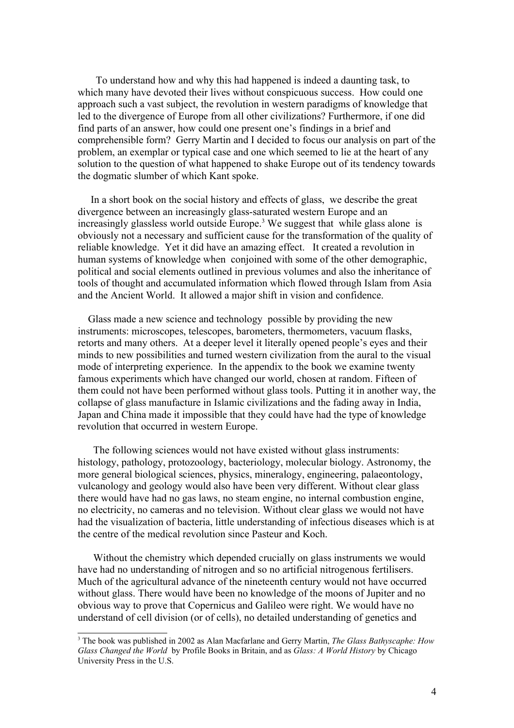To understand how and why this had happened is indeed a daunting task, to which many have devoted their lives without conspicuous success. How could one approach such a vast subject, the revolution in western paradigms of knowledge that led to the divergence of Europe from all other civilizations? Furthermore, if one did find parts of an answer, how could one present one's findings in a brief and comprehensible form? Gerry Martin and I decided to focus our analysis on part of the problem, an exemplar or typical case and one which seemed to lie at the heart of any solution to the question of what happened to shake Europe out of its tendency towards the dogmatic slumber of which Kant spoke.

In a short book on the social history and effects of glass, we describe the great divergence between an increasingly glass-saturated western Europe and an increasingly glassless world outside Europe.[3] We suggest that while glass alone is obviously not a necessary and sufficient cause for the transformation of the quality of reliable knowledge. Yet it did have an amazing effect. It created a revolution in human systems of knowledge when conjoined with some of the other demographic, political and social elements outlined in previous volumes and also the inheritance of tools of thought and accumulated information which flowed through Islam from Asia and the Ancient World. It allowed a major shift in vision and confidence.

Glass made a new science and technology possible by providing the new instruments: microscopes, telescopes, barometers, thermometers, vacuum flasks, retorts and many others. At a deeper level it literally opened people's eyes and their minds to new possibilities and turned western civilization from the aural to the visual mode of interpreting experience. In the appendix to the book we examine twenty famous experiments which have changed our world, chosen at random. Fifteen of them could not have been performed without glass tools. Putting it in another way, the collapse of glass manufacture in Islamic civilizations and the fading away in India, Japan and China made it impossible that they could have had the type of knowledge revolution that occurred in western Europe.

The following sciences would not have existed without glass instruments: histology, pathology, protozoology, bacteriology, molecular biology. Astronomy, the more general biological sciences, physics, mineralogy, engineering, palaeontology, vulcanology and geology would also have been very different. Without clear glass there would have had no gas laws, no steam engine, no internal combustion engine, no electricity, no cameras and no television. Without clear glass we would not have had the visualization of bacteria, little understanding of infectious diseases which is at the centre of the medical revolution since Pasteur and Koch.

Without the chemistry which depended crucially on glass instruments we would have had no understanding of nitrogen and so no artificial nitrogenous fertilisers. Much of the agricultural advance of the nineteenth century would not have occurred without glass. There would have been no knowledge of the moons of Jupiter and no obvious way to prove that Copernicus and Galileo were right. We would have no understand of cell division (or of cells), no detailed understanding of genetics and

---

[3] The book was published in 2002 as Alan Macfarlane and Gerry Martin, *The Glass Bathyscaphe: How Glass Changed the World* by Profile Books in Britain, and as *Glass: A World History* by Chicago University Press in the U.S.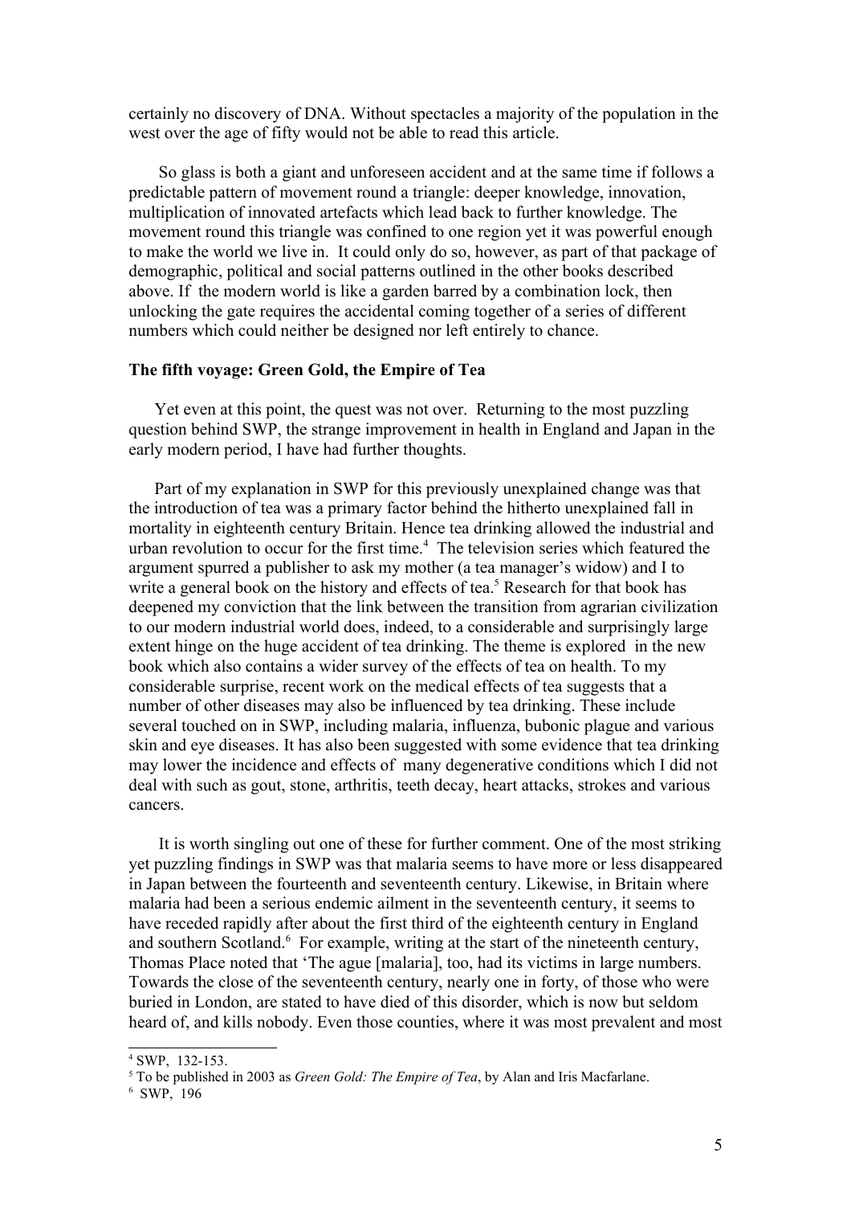certainly no discovery of DNA. Without spectacles a majority of the population in the west over the age of fifty would not be able to read this article.

So glass is both a giant and unforeseen accident and at the same time if follows a predictable pattern of movement round a triangle: deeper knowledge, innovation, multiplication of innovated artefacts which lead back to further knowledge. The movement round this triangle was confined to one region yet it was powerful enough to make the world we live in. It could only do so, however, as part of that package of demographic, political and social patterns outlined in the other books described above. If the modern world is like a garden barred by a combination lock, then unlocking the gate requires the accidental coming together of a series of different numbers which could neither be designed nor left entirely to chance.

**The fifth voyage: Green Gold, the Empire of Tea**

Yet even at this point, the quest was not over. Returning to the most puzzling question behind SWP, the strange improvement in health in England and Japan in the early modern period, I have had further thoughts.

Part of my explanation in SWP for this previously unexplained change was that the introduction of tea was a primary factor behind the hitherto unexplained fall in mortality in eighteenth century Britain. Hence tea drinking allowed the industrial and urban revolution to occur for the first time.[4] The television series which featured the argument spurred a publisher to ask my mother (a tea manager's widow) and I to write a general book on the history and effects of tea.[5] Research for that book has deepened my conviction that the link between the transition from agrarian civilization to our modern industrial world does, indeed, to a considerable and surprisingly large extent hinge on the huge accident of tea drinking. The theme is explored in the new book which also contains a wider survey of the effects of tea on health. To my considerable surprise, recent work on the medical effects of tea suggests that a number of other diseases may also be influenced by tea drinking. These include several touched on in SWP, including malaria, influenza, bubonic plague and various skin and eye diseases. It has also been suggested with some evidence that tea drinking may lower the incidence and effects of many degenerative conditions which I did not deal with such as gout, stone, arthritis, teeth decay, heart attacks, strokes and various cancers.

It is worth singling out one of these for further comment. One of the most striking yet puzzling findings in SWP was that malaria seems to have more or less disappeared in Japan between the fourteenth and seventeenth century. Likewise, in Britain where malaria had been a serious endemic ailment in the seventeenth century, it seems to have receded rapidly after about the first third of the eighteenth century in England and southern Scotland.[6] For example, writing at the start of the nineteenth century, Thomas Place noted that 'The ague [malaria], too, had its victims in large numbers. Towards the close of the seventeenth century, nearly one in forty, of those who were buried in London, are stated to have died of this disorder, which is now but seldom heard of, and kills nobody. Even those counties, where it was most prevalent and most

---

[4] SWP, 132-153.

[5] To be published in 2003 as *Green Gold: The Empire of Tea*, by Alan and Iris Macfarlane.

[6] SWP, 196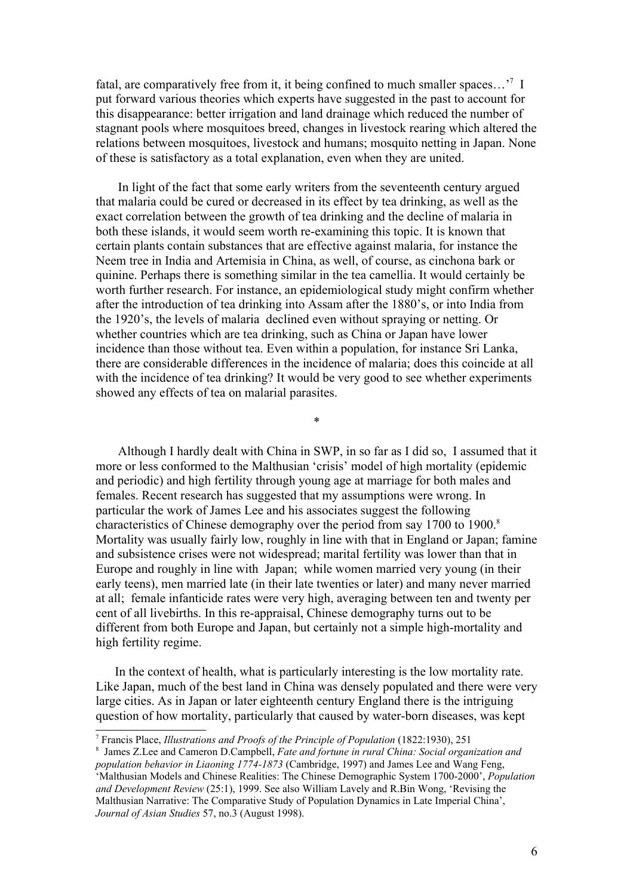fatal, are comparatively free from it, it being confined to much smaller spaces…'[7] I put forward various theories which experts have suggested in the past to account for this disappearance: better irrigation and land drainage which reduced the number of stagnant pools where mosquitoes breed, changes in livestock rearing which altered the relations between mosquitoes, livestock and humans; mosquito netting in Japan. None of these is satisfactory as a total explanation, even when they are united.

In light of the fact that some early writers from the seventeenth century argued that malaria could be cured or decreased in its effect by tea drinking, as well as the exact correlation between the growth of tea drinking and the decline of malaria in both these islands, it would seem worth re-examining this topic. It is known that certain plants contain substances that are effective against malaria, for instance the Neem tree in India and Artemisia in China, as well, of course, as cinchona bark or quinine. Perhaps there is something similar in the tea camellia. It would certainly be worth further research. For instance, an epidemiological study might confirm whether after the introduction of tea drinking into Assam after the 1880's, or into India from the 1920's, the levels of malaria declined even without spraying or netting. Or whether countries which are tea drinking, such as China or Japan have lower incidence than those without tea. Even within a population, for instance Sri Lanka, there are considerable differences in the incidence of malaria; does this coincide at all with the incidence of tea drinking? It would be very good to see whether experiments showed any effects of tea on malarial parasites.

*

Although I hardly dealt with China in SWP, in so far as I did so, I assumed that it more or less conformed to the Malthusian 'crisis' model of high mortality (epidemic and periodic) and high fertility through young age at marriage for both males and females. Recent research has suggested that my assumptions were wrong. In particular the work of James Lee and his associates suggest the following characteristics of Chinese demography over the period from say 1700 to 1900.[8] Mortality was usually fairly low, roughly in line with that in England or Japan; famine and subsistence crises were not widespread; marital fertility was lower than that in Europe and roughly in line with Japan; while women married very young (in their early teens), men married late (in their late twenties or later) and many never married at all; female infanticide rates were very high, averaging between ten and twenty per cent of all livebirths. In this re-appraisal, Chinese demography turns out to be different from both Europe and Japan, but certainly not a simple high-mortality and high fertility regime.

In the context of health, what is particularly interesting is the low mortality rate. Like Japan, much of the best land in China was densely populated and there were very large cities. As in Japan or later eighteenth century England there is the intriguing question of how mortality, particularly that caused by water-born diseases, was kept

---

[7] Francis Place, *Illustrations and Proofs of the Principle of Population* (1822:1930), 251

[8] James Z.Lee and Cameron D.Campbell, *Fate and fortune in rural China: Social organization and population behavior in Liaoning 1774-1873* (Cambridge, 1997) and James Lee and Wang Feng, 'Malthusian Models and Chinese Realities: The Chinese Demographic System 1700-2000', *Population and Development Review* (25:1), 1999. See also William Lavely and R.Bin Wong, 'Revising the Malthusian Narrative: The Comparative Study of Population Dynamics in Late Imperial China', *Journal of Asian Studies* 57, no.3 (August 1998).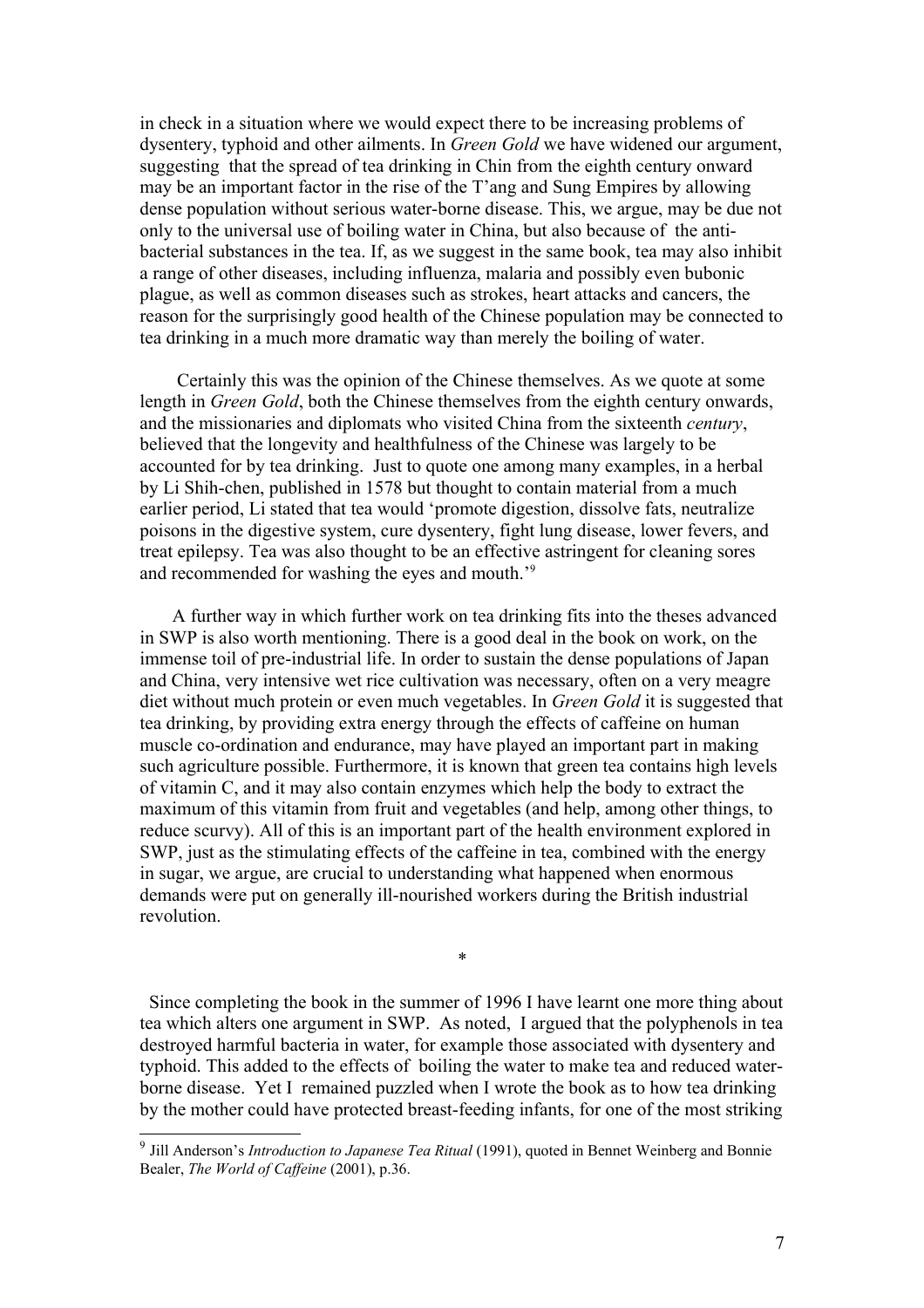in check in a situation where we would expect there to be increasing problems of dysentery, typhoid and other ailments. In *Green Gold* we have widened our argument, suggesting that the spread of tea drinking in Chin from the eighth century onward may be an important factor in the rise of the T'ang and Sung Empires by allowing dense population without serious water-borne disease. This, we argue, may be due not only to the universal use of boiling water in China, but also because of the anti-bacterial substances in the tea. If, as we suggest in the same book, tea may also inhibit a range of other diseases, including influenza, malaria and possibly even bubonic plague, as well as common diseases such as strokes, heart attacks and cancers, the reason for the surprisingly good health of the Chinese population may be connected to tea drinking in a much more dramatic way than merely the boiling of water.

Certainly this was the opinion of the Chinese themselves. As we quote at some length in *Green Gold*, both the Chinese themselves from the eighth century onwards, and the missionaries and diplomats who visited China from the sixteenth *century*, believed that the longevity and healthfulness of the Chinese was largely to be accounted for by tea drinking. Just to quote one among many examples, in a herbal by Li Shih-chen, published in 1578 but thought to contain material from a much earlier period, Li stated that tea would 'promote digestion, dissolve fats, neutralize poisons in the digestive system, cure dysentery, fight lung disease, lower fevers, and treat epilepsy. Tea was also thought to be an effective astringent for cleaning sores and recommended for washing the eyes and mouth.'[9]

A further way in which further work on tea drinking fits into the theses advanced in SWP is also worth mentioning. There is a good deal in the book on work, on the immense toil of pre-industrial life. In order to sustain the dense populations of Japan and China, very intensive wet rice cultivation was necessary, often on a very meagre diet without much protein or even much vegetables. In *Green Gold* it is suggested that tea drinking, by providing extra energy through the effects of caffeine on human muscle co-ordination and endurance, may have played an important part in making such agriculture possible. Furthermore, it is known that green tea contains high levels of vitamin C, and it may also contain enzymes which help the body to extract the maximum of this vitamin from fruit and vegetables (and help, among other things, to reduce scurvy). All of this is an important part of the health environment explored in SWP, just as the stimulating effects of the caffeine in tea, combined with the energy in sugar, we argue, are crucial to understanding what happened when enormous demands were put on generally ill-nourished workers during the British industrial revolution.

*

Since completing the book in the summer of 1996 I have learnt one more thing about tea which alters one argument in SWP. As noted, I argued that the polyphenols in tea destroyed harmful bacteria in water, for example those associated with dysentery and typhoid. This added to the effects of boiling the water to make tea and reduced water-borne disease. Yet I remained puzzled when I wrote the book as to how tea drinking by the mother could have protected breast-feeding infants, for one of the most striking

[9] Jill Anderson's *Introduction to Japanese Tea Ritual* (1991), quoted in Bennet Weinberg and Bonnie Bealer, *The World of Caffeine* (2001), p.36.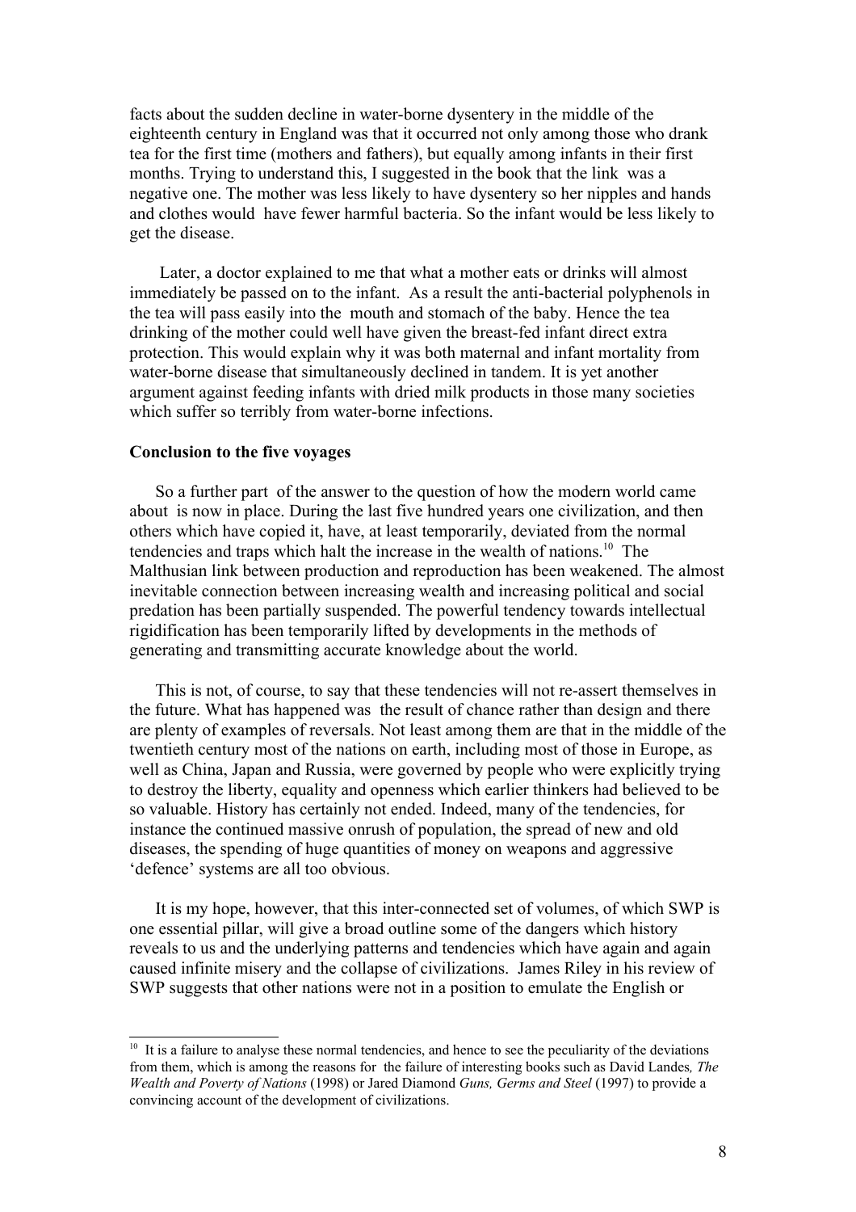facts about the sudden decline in water-borne dysentery in the middle of the eighteenth century in England was that it occurred not only among those who drank tea for the first time (mothers and fathers), but equally among infants in their first months. Trying to understand this, I suggested in the book that the link was a negative one. The mother was less likely to have dysentery so her nipples and hands and clothes would have fewer harmful bacteria. So the infant would be less likely to get the disease.

Later, a doctor explained to me that what a mother eats or drinks will almost immediately be passed on to the infant. As a result the anti-bacterial polyphenols in the tea will pass easily into the mouth and stomach of the baby. Hence the tea drinking of the mother could well have given the breast-fed infant direct extra protection. This would explain why it was both maternal and infant mortality from water-borne disease that simultaneously declined in tandem. It is yet another argument against feeding infants with dried milk products in those many societies which suffer so terribly from water-borne infections.

**Conclusion to the five voyages**

So a further part of the answer to the question of how the modern world came about is now in place. During the last five hundred years one civilization, and then others which have copied it, have, at least temporarily, deviated from the normal tendencies and traps which halt the increase in the wealth of nations.[10] The Malthusian link between production and reproduction has been weakened. The almost inevitable connection between increasing wealth and increasing political and social predation has been partially suspended. The powerful tendency towards intellectual rigidification has been temporarily lifted by developments in the methods of generating and transmitting accurate knowledge about the world.

This is not, of course, to say that these tendencies will not re-assert themselves in the future. What has happened was the result of chance rather than design and there are plenty of examples of reversals. Not least among them are that in the middle of the twentieth century most of the nations on earth, including most of those in Europe, as well as China, Japan and Russia, were governed by people who were explicitly trying to destroy the liberty, equality and openness which earlier thinkers had believed to be so valuable. History has certainly not ended. Indeed, many of the tendencies, for instance the continued massive onrush of population, the spread of new and old diseases, the spending of huge quantities of money on weapons and aggressive 'defence' systems are all too obvious.

It is my hope, however, that this inter-connected set of volumes, of which SWP is one essential pillar, will give a broad outline some of the dangers which history reveals to us and the underlying patterns and tendencies which have again and again caused infinite misery and the collapse of civilizations. James Riley in his review of SWP suggests that other nations were not in a position to emulate the English or

---

[10] It is a failure to analyse these normal tendencies, and hence to see the peculiarity of the deviations from them, which is among the reasons for the failure of interesting books such as David Landes, *The Wealth and Poverty of Nations* (1998) or Jared Diamond *Guns, Germs and Steel* (1997) to provide a convincing account of the development of civilizations.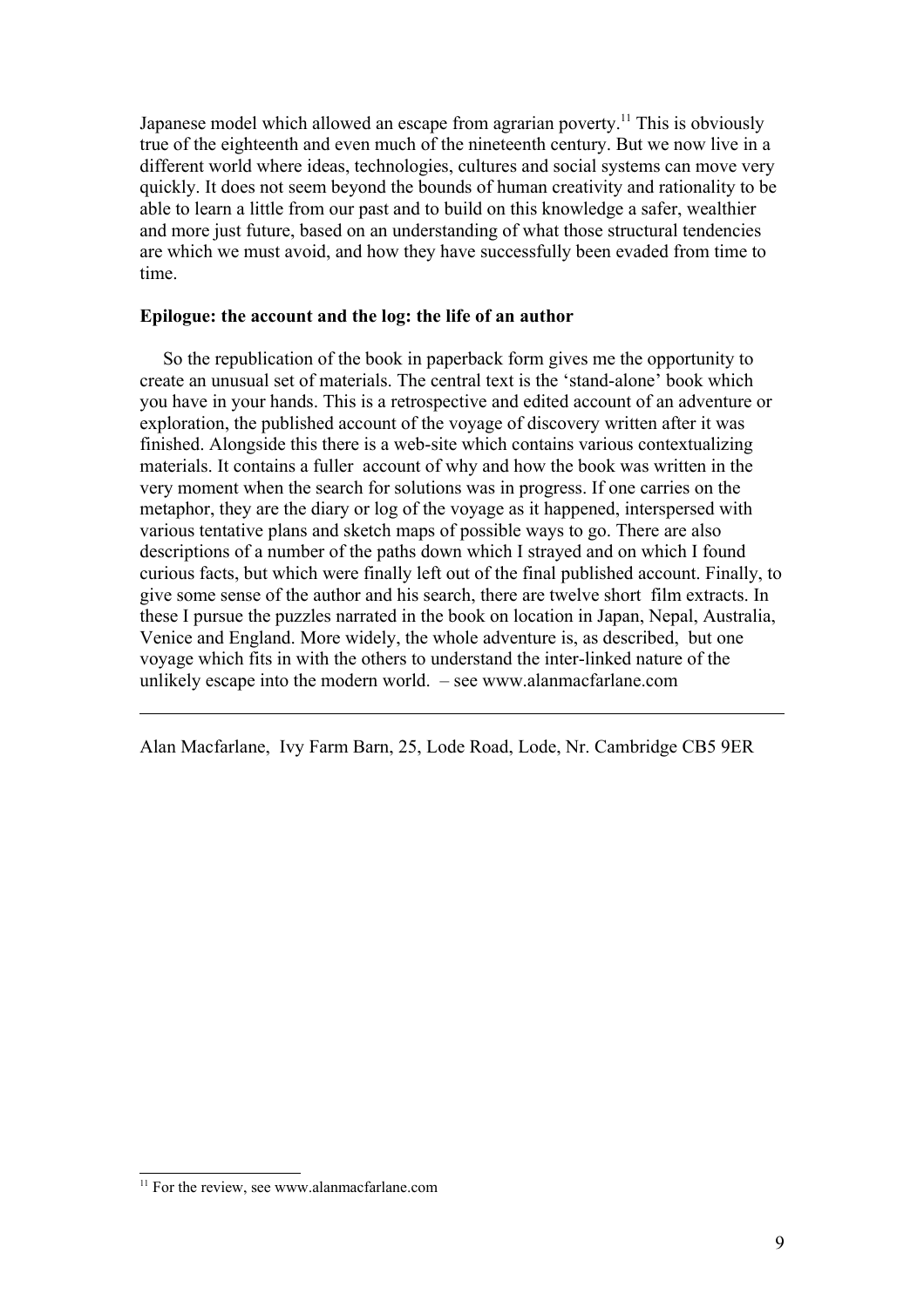Japanese model which allowed an escape from agrarian poverty.[11] This is obviously true of the eighteenth and even much of the nineteenth century. But we now live in a different world where ideas, technologies, cultures and social systems can move very quickly. It does not seem beyond the bounds of human creativity and rationality to be able to learn a little from our past and to build on this knowledge a safer, wealthier and more just future, based on an understanding of what those structural tendencies are which we must avoid, and how they have successfully been evaded from time to time.

**Epilogue: the account and the log: the life of an author**

So the republication of the book in paperback form gives me the opportunity to create an unusual set of materials. The central text is the 'stand-alone' book which you have in your hands. This is a retrospective and edited account of an adventure or exploration, the published account of the voyage of discovery written after it was finished. Alongside this there is a web-site which contains various contextualizing materials. It contains a fuller account of why and how the book was written in the very moment when the search for solutions was in progress. If one carries on the metaphor, they are the diary or log of the voyage as it happened, interspersed with various tentative plans and sketch maps of possible ways to go. There are also descriptions of a number of the paths down which I strayed and on which I found curious facts, but which were finally left out of the final published account. Finally, to give some sense of the author and his search, there are twelve short film extracts. In these I pursue the puzzles narrated in the book on location in Japan, Nepal, Australia, Venice and England. More widely, the whole adventure is, as described, but one voyage which fits in with the others to understand the inter-linked nature of the unlikely escape into the modern world. – see www.alanmacfarlane.com

---

Alan Macfarlane, Ivy Farm Barn, 25, Lode Road, Lode, Nr. Cambridge CB5 9ER

[11] For the review, see www.alanmacfarlane.com